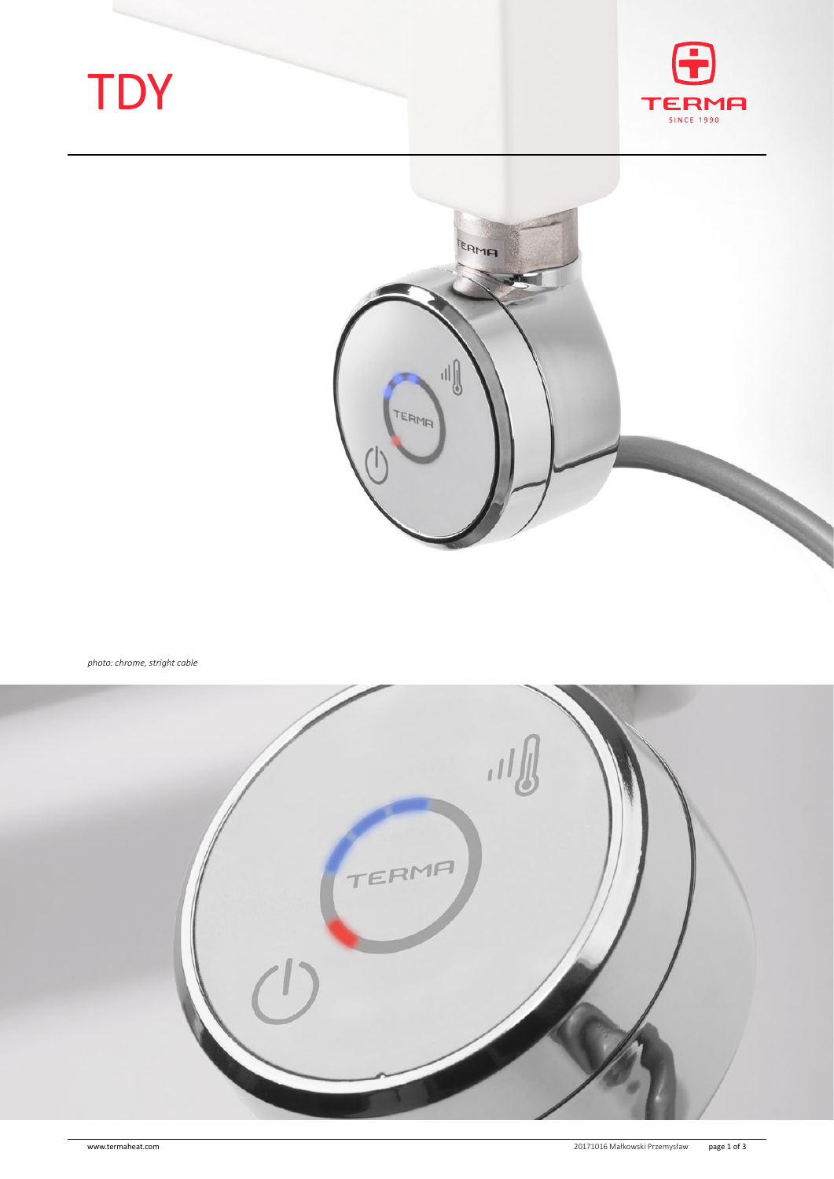# TDY

*photo: chrome, stright cable*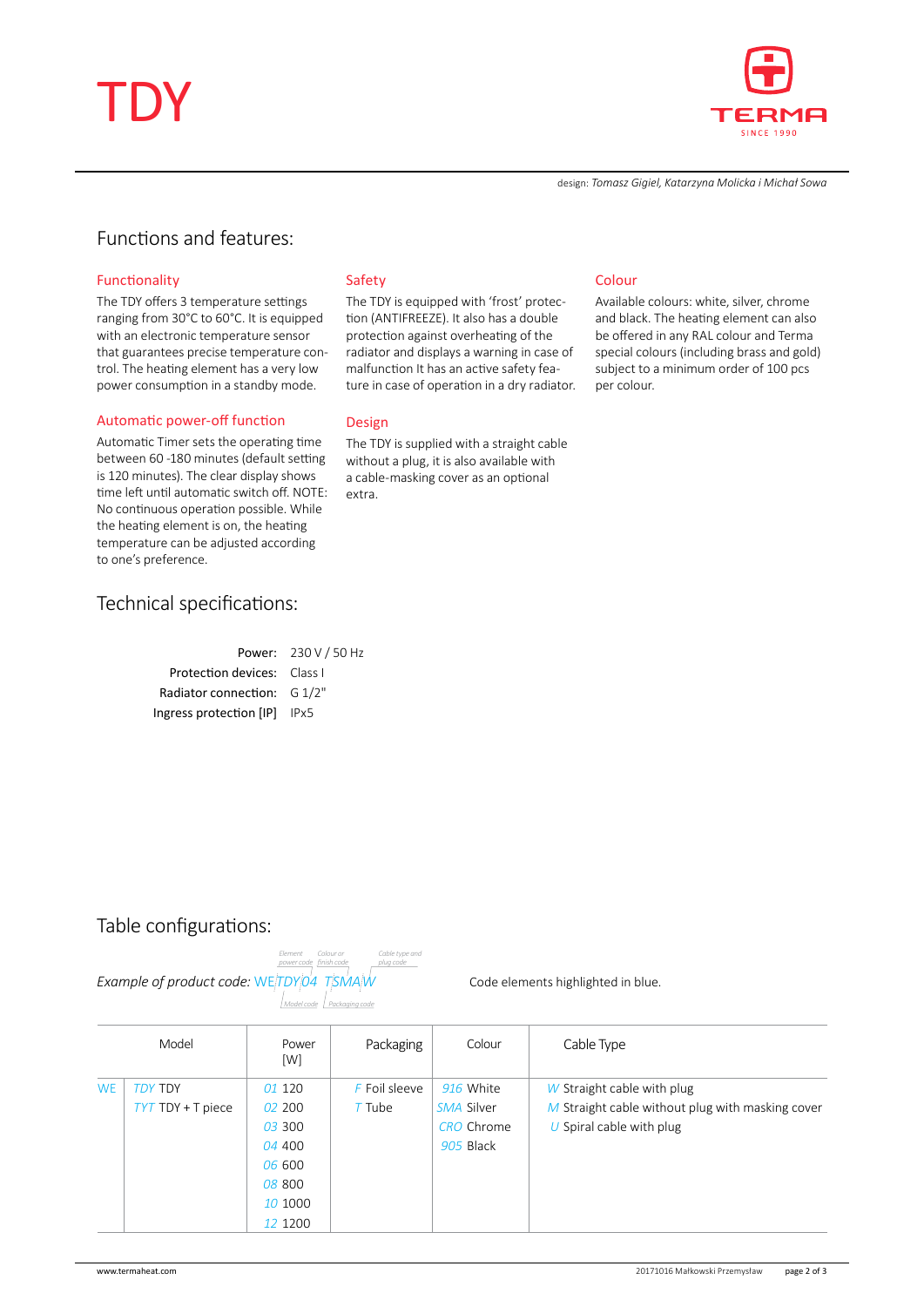# TDY

design: *Tomasz Gigiel, Katarzyna Molicka i Michał Sowa*

## Functions and features:

### Functionality

The TDY offers 3 temperature settings ranging from 30°C to 60°C. It is equipped with an electronic temperature sensor that guarantees precise temperature control. The heating element has a very low power consumption in a standby mode.

### Automatic power-off function

Automatic Timer sets the operating time between 60 -180 minutes (default setting is 120 minutes). The clear display shows time left until automatic switch off. NOTE: No continuous operation possible. While the heating element is on, the heating temperature can be adjusted according to one's preference.

### Safety

The TDY is equipped with 'frost' protection (ANTIFREEZE). It also has a double protection against overheating of the radiator and displays a warning in case of malfunction It has an active safety feature in case of operation in a dry radiator.

### Design

The TDY is supplied with a straight cable without a plug, it is also available with a cable-masking cover as an optional extra.

### Colour

Available colours: white, silver, chrome and black. The heating element can also be offered in any RAL colour and Terma special colours (including brass and gold) subject to a minimum order of 100 pcs per colour.

## Technical specifications:

| | |
|---|---|
| Power: | 230 V / 50 Hz |
| Protection devices: | Class I |
| Radiator connection: | G 1/2" |
| Ingress protection [IP] | IPx5 |

## Table configurations:

*Example of product code:* WE TDY 04 T SMA W (Model code: WE TDY; Element power code: 04; Packaging code: T; Colour or finish code: SMA; Cable type and plug code: W)

Code elements highlighted in blue.

| Model | | Power [W] | Packaging | Colour | Cable Type |
|---|---|---|---|---|---|
| WE | TDY TDY | 01 120 | F Foil sleeve | 916 White | W Straight cable with plug |
| | TYT TDY + T piece | 02 200 | T Tube | SMA Silver | M Straight cable without plug with masking cover |
| | | 03 300 | | CRO Chrome | U Spiral cable with plug |
| | | 04 400 | | 905 Black | |
| | | 06 600 | | | |
| | | 08 800 | | | |
| | | 10 1000 | | | |
| | | 12 1200 | | | |

www.termaheat.com

20171016 Małkowski Przemysław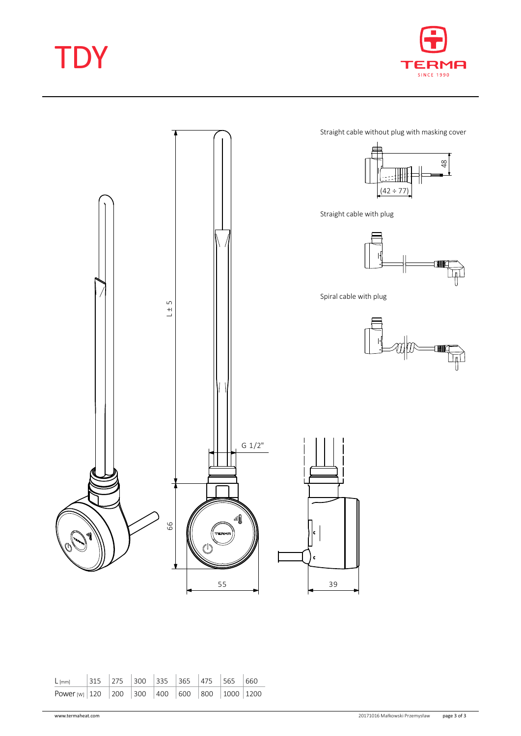# TDY

Straight cable without plug with masking cover

48

(42 ÷ 77)

Straight cable with plug

Spiral cable with plug

L ± 5

G 1/2"

66

55

39

| | | | | | | | | |
|---|---|---|---|---|---|---|---|---|
| L [mm] | 315 | 275 | 300 | 335 | 365 | 475 | 565 | 660 |
| Power [W] | 120 | 200 | 300 | 400 | 600 | 800 | 1000 | 1200 |

www.termaheat.com

20171016 Małkowski Przemysław